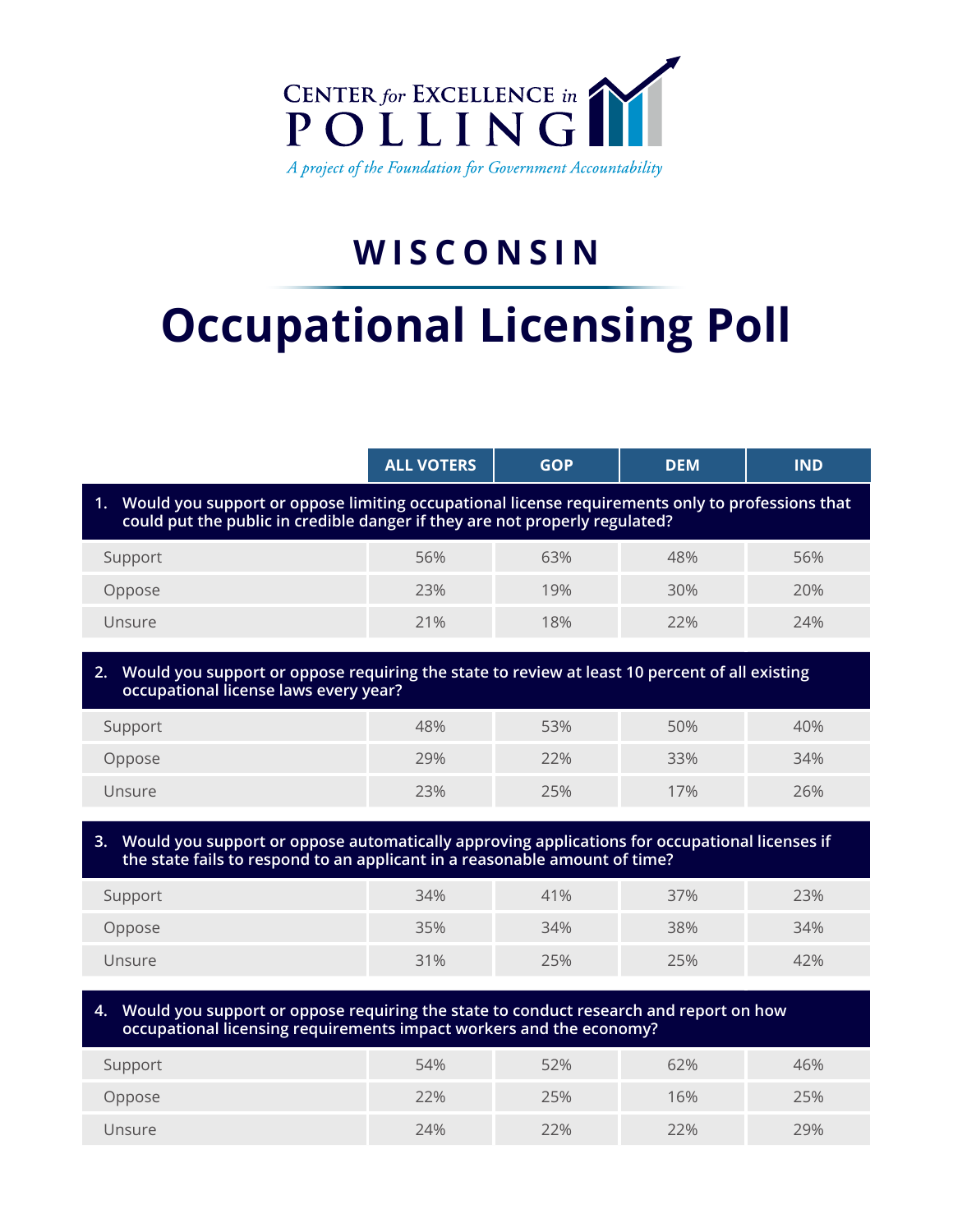CENTER for EXCELLENCE in POLLING

*A project of the Foundation for Government Accountability*

# WISCONSIN

# Occupational Licensing Poll

| | ALL VOTERS | GOP | DEM | IND |
|---|---|---|---|---|
| **1. Would you support or oppose limiting occupational license requirements only to professions that could put the public in credible danger if they are not properly regulated?** | | | | |
| Support | 56% | 63% | 48% | 56% |
| Oppose | 23% | 19% | 30% | 20% |
| Unsure | 21% | 18% | 22% | 24% |
| **2. Would you support or oppose requiring the state to review at least 10 percent of all existing occupational license laws every year?** | | | | |
| Support | 48% | 53% | 50% | 40% |
| Oppose | 29% | 22% | 33% | 34% |
| Unsure | 23% | 25% | 17% | 26% |
| **3. Would you support or oppose automatically approving applications for occupational licenses if the state fails to respond to an applicant in a reasonable amount of time?** | | | | |
| Support | 34% | 41% | 37% | 23% |
| Oppose | 35% | 34% | 38% | 34% |
| Unsure | 31% | 25% | 25% | 42% |
| **4. Would you support or oppose requiring the state to conduct research and report on how occupational licensing requirements impact workers and the economy?** | | | | |
| Support | 54% | 52% | 62% | 46% |
| Oppose | 22% | 25% | 16% | 25% |
| Unsure | 24% | 22% | 22% | 29% |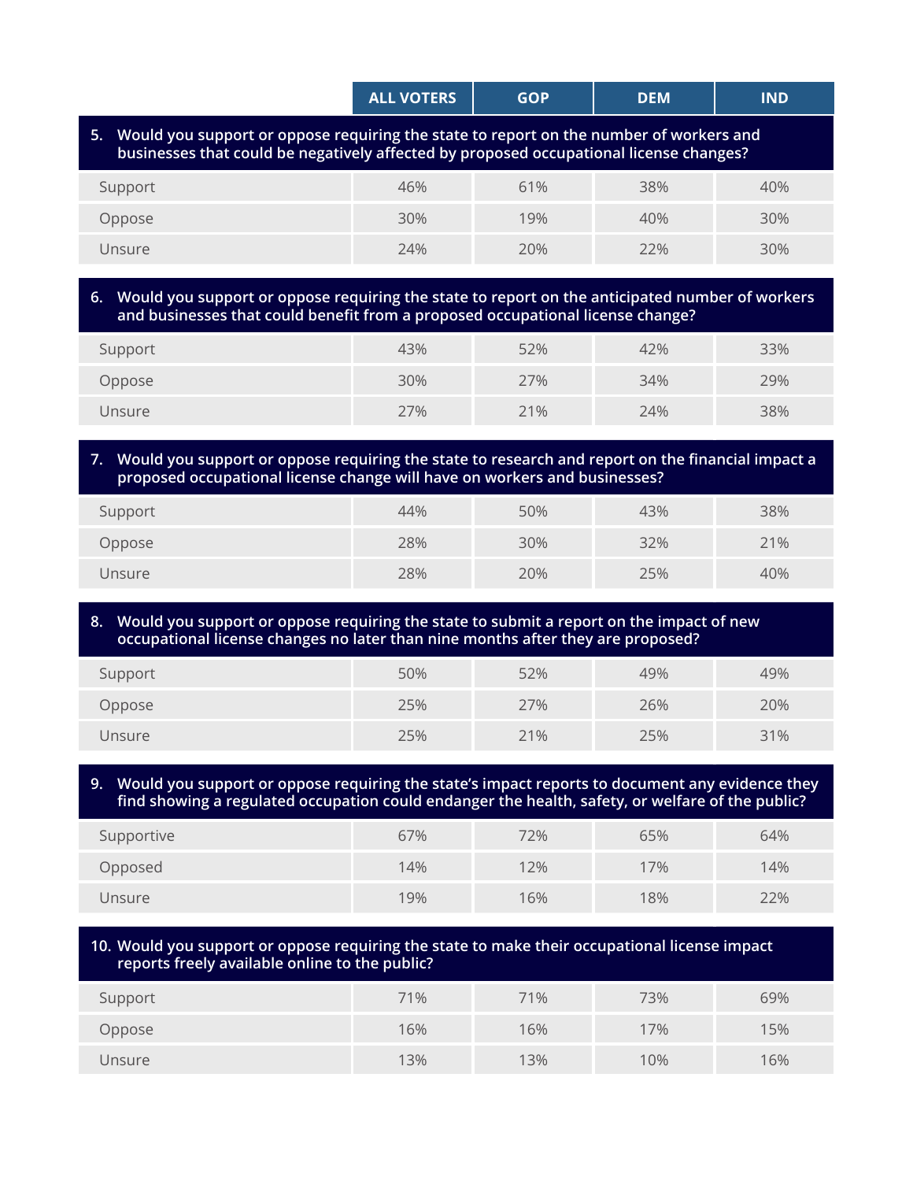| | ALL VOTERS | GOP | DEM | IND |
|---|---|---|---|---|
| **5. Would you support or oppose requiring the state to report on the number of workers and businesses that could be negatively affected by proposed occupational license changes?** | | | | |
| Support | 46% | 61% | 38% | 40% |
| Oppose | 30% | 19% | 40% | 30% |
| Unsure | 24% | 20% | 22% | 30% |
| **6. Would you support or oppose requiring the state to report on the anticipated number of workers and businesses that could benefit from a proposed occupational license change?** | | | | |
| Support | 43% | 52% | 42% | 33% |
| Oppose | 30% | 27% | 34% | 29% |
| Unsure | 27% | 21% | 24% | 38% |
| **7. Would you support or oppose requiring the state to research and report on the financial impact a proposed occupational license change will have on workers and businesses?** | | | | |
| Support | 44% | 50% | 43% | 38% |
| Oppose | 28% | 30% | 32% | 21% |
| Unsure | 28% | 20% | 25% | 40% |
| **8. Would you support or oppose requiring the state to submit a report on the impact of new occupational license changes no later than nine months after they are proposed?** | | | | |
| Support | 50% | 52% | 49% | 49% |
| Oppose | 25% | 27% | 26% | 20% |
| Unsure | 25% | 21% | 25% | 31% |
| **9. Would you support or oppose requiring the state's impact reports to document any evidence they find showing a regulated occupation could endanger the health, safety, or welfare of the public?** | | | | |
| Supportive | 67% | 72% | 65% | 64% |
| Opposed | 14% | 12% | 17% | 14% |
| Unsure | 19% | 16% | 18% | 22% |
| **10. Would you support or oppose requiring the state to make their occupational license impact reports freely available online to the public?** | | | | |
| Support | 71% | 71% | 73% | 69% |
| Oppose | 16% | 16% | 17% | 15% |
| Unsure | 13% | 13% | 10% | 16% |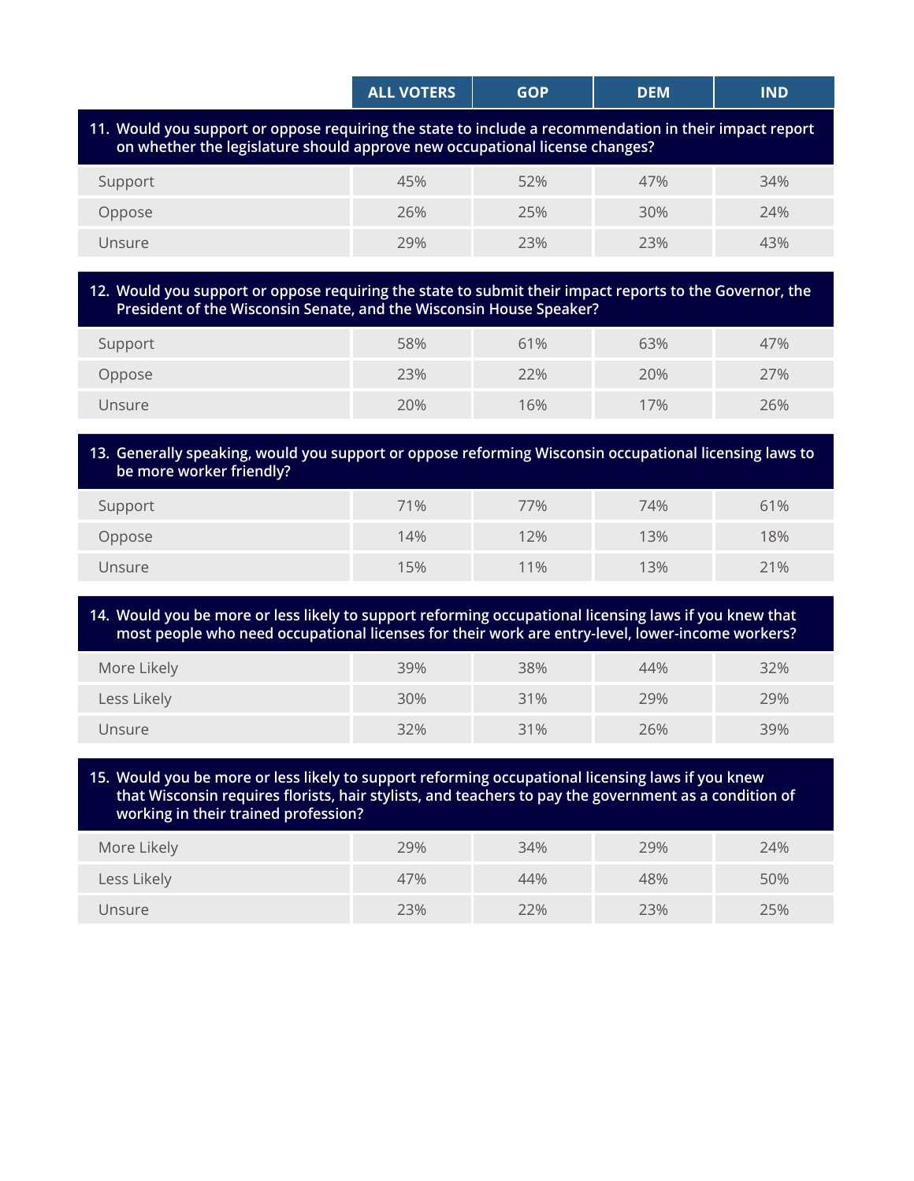| | ALL VOTERS | GOP | DEM | IND |
|---|---|---|---|---|
| **11. Would you support or oppose requiring the state to include a recommendation in their impact report on whether the legislature should approve new occupational license changes?** | | | | |
| Support | 45% | 52% | 47% | 34% |
| Oppose | 26% | 25% | 30% | 24% |
| Unsure | 29% | 23% | 23% | 43% |
| **12. Would you support or oppose requiring the state to submit their impact reports to the Governor, the President of the Wisconsin Senate, and the Wisconsin House Speaker?** | | | | |
| Support | 58% | 61% | 63% | 47% |
| Oppose | 23% | 22% | 20% | 27% |
| Unsure | 20% | 16% | 17% | 26% |
| **13. Generally speaking, would you support or oppose reforming Wisconsin occupational licensing laws to be more worker friendly?** | | | | |
| Support | 71% | 77% | 74% | 61% |
| Oppose | 14% | 12% | 13% | 18% |
| Unsure | 15% | 11% | 13% | 21% |
| **14. Would you be more or less likely to support reforming occupational licensing laws if you knew that most people who need occupational licenses for their work are entry-level, lower-income workers?** | | | | |
| More Likely | 39% | 38% | 44% | 32% |
| Less Likely | 30% | 31% | 29% | 29% |
| Unsure | 32% | 31% | 26% | 39% |
| **15. Would you be more or less likely to support reforming occupational licensing laws if you knew that Wisconsin requires florists, hair stylists, and teachers to pay the government as a condition of working in their trained profession?** | | | | |
| More Likely | 29% | 34% | 29% | 24% |
| Less Likely | 47% | 44% | 48% | 50% |
| Unsure | 23% | 22% | 23% | 25% |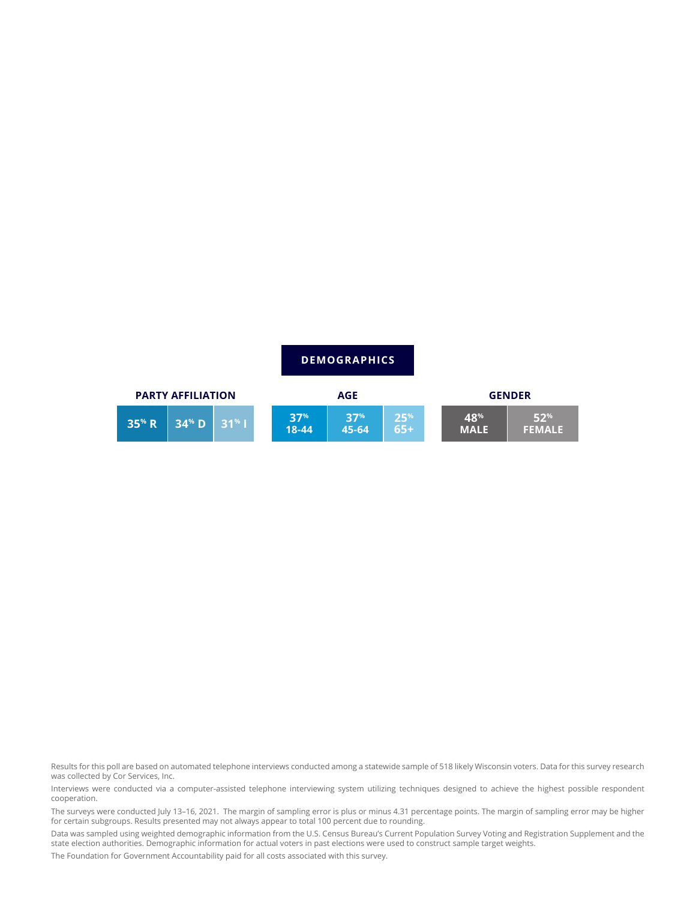## DEMOGRAPHICS

**PARTY AFFILIATION**

35% R | 34% D | 31% I

**AGE**

37% 18-44 | 37% 45-64 | 25% 65+

**GENDER**

48% MALE | 52% FEMALE

Results for this poll are based on automated telephone interviews conducted among a statewide sample of 518 likely Wisconsin voters. Data for this survey research was collected by Cor Services, Inc.

Interviews were conducted via a computer-assisted telephone interviewing system utilizing techniques designed to achieve the highest possible respondent cooperation.

The surveys were conducted July 13–16, 2021. The margin of sampling error is plus or minus 4.31 percentage points. The margin of sampling error may be higher for certain subgroups. Results presented may not always appear to total 100 percent due to rounding.

Data was sampled using weighted demographic information from the U.S. Census Bureau's Current Population Survey Voting and Registration Supplement and the state election authorities. Demographic information for actual voters in past elections were used to construct sample target weights.

The Foundation for Government Accountability paid for all costs associated with this survey.